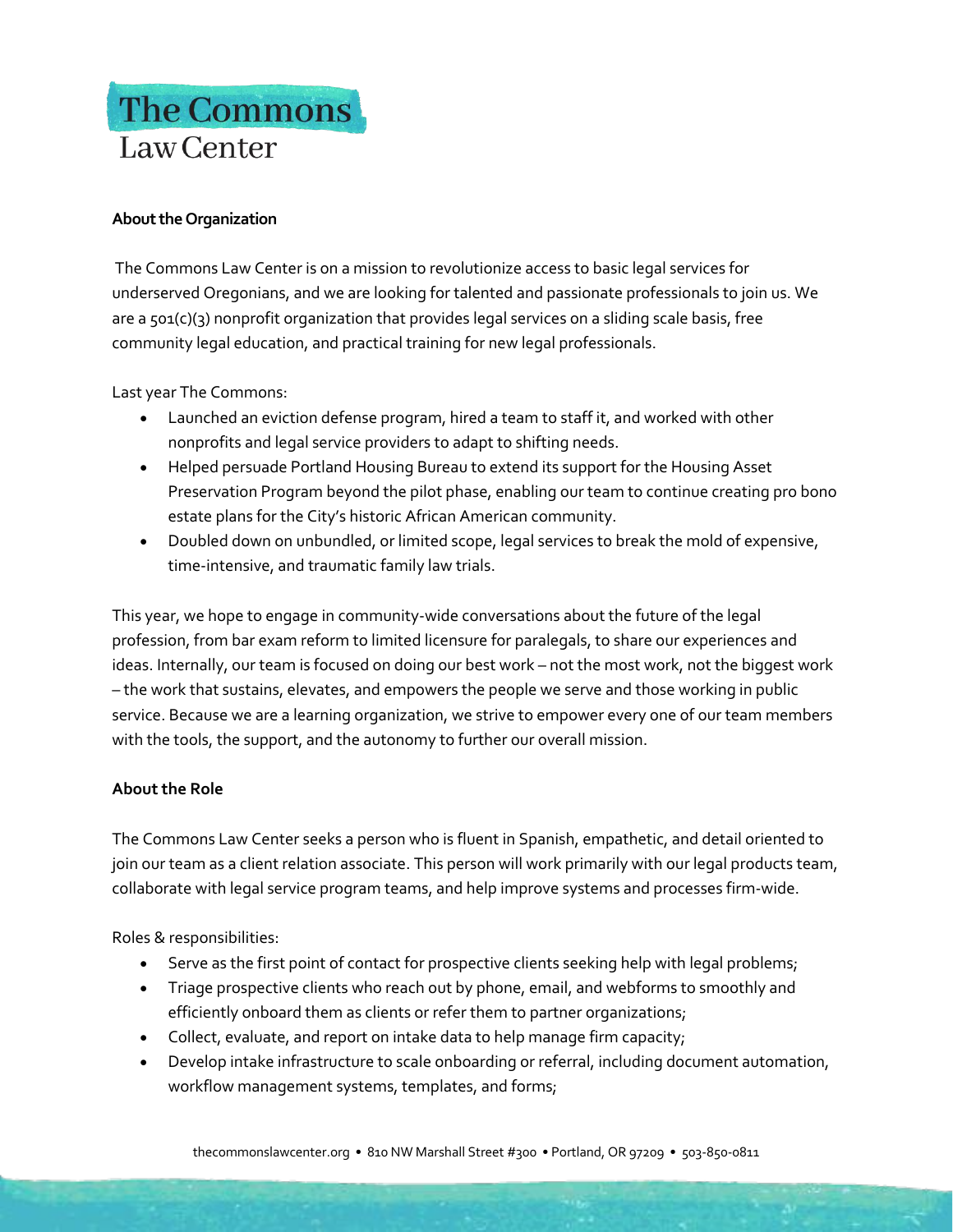# The Commons Law Center

**About the Organization**

The Commons Law Center is on a mission to revolutionize access to basic legal services for underserved Oregonians, and we are looking for talented and passionate professionals to join us. We are a 501(c)(3) nonprofit organization that provides legal services on a sliding scale basis, free community legal education, and practical training for new legal professionals.

Last year The Commons:

- Launched an eviction defense program, hired a team to staff it, and worked with other nonprofits and legal service providers to adapt to shifting needs.
- Helped persuade Portland Housing Bureau to extend its support for the Housing Asset Preservation Program beyond the pilot phase, enabling our team to continue creating pro bono estate plans for the City's historic African American community.
- Doubled down on unbundled, or limited scope, legal services to break the mold of expensive, time-intensive, and traumatic family law trials.

This year, we hope to engage in community-wide conversations about the future of the legal profession, from bar exam reform to limited licensure for paralegals, to share our experiences and ideas. Internally, our team is focused on doing our best work – not the most work, not the biggest work – the work that sustains, elevates, and empowers the people we serve and those working in public service. Because we are a learning organization, we strive to empower every one of our team members with the tools, the support, and the autonomy to further our overall mission.

**About the Role**

The Commons Law Center seeks a person who is fluent in Spanish, empathetic, and detail oriented to join our team as a client relation associate. This person will work primarily with our legal products team, collaborate with legal service program teams, and help improve systems and processes firm-wide.

Roles & responsibilities:

- Serve as the first point of contact for prospective clients seeking help with legal problems;
- Triage prospective clients who reach out by phone, email, and webforms to smoothly and efficiently onboard them as clients or refer them to partner organizations;
- Collect, evaluate, and report on intake data to help manage firm capacity;
- Develop intake infrastructure to scale onboarding or referral, including document automation, workflow management systems, templates, and forms;

thecommonslawcenter.org • 810 NW Marshall Street #300 • Portland, OR 97209 • 503-850-0811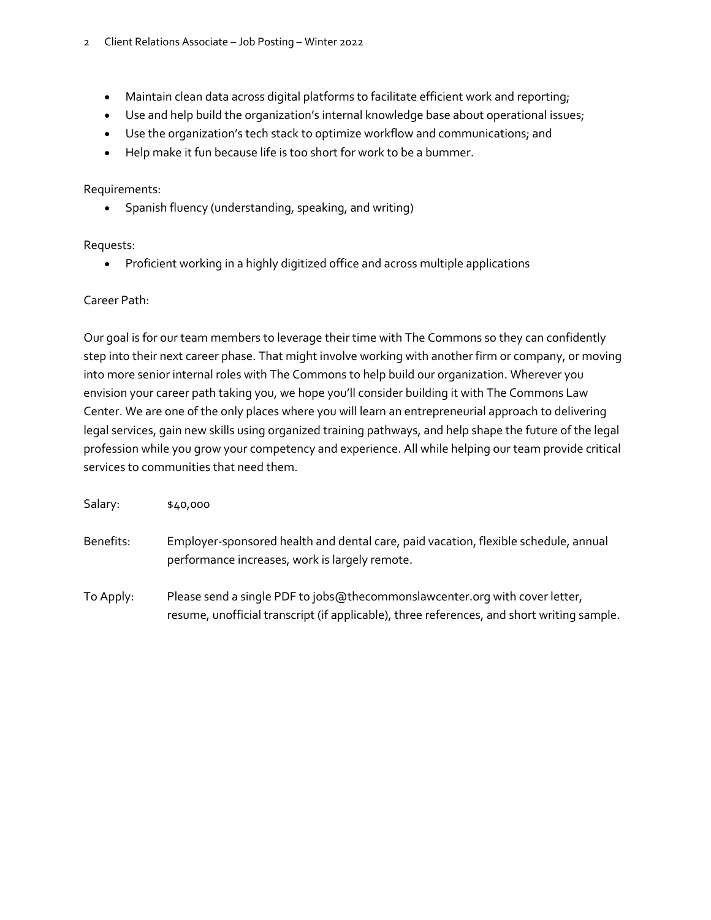- Maintain clean data across digital platforms to facilitate efficient work and reporting;
- Use and help build the organization's internal knowledge base about operational issues;
- Use the organization's tech stack to optimize workflow and communications; and
- Help make it fun because life is too short for work to be a bummer.

Requirements:

- Spanish fluency (understanding, speaking, and writing)

Requests:

- Proficient working in a highly digitized office and across multiple applications

Career Path:

Our goal is for our team members to leverage their time with The Commons so they can confidently step into their next career phase. That might involve working with another firm or company, or moving into more senior internal roles with The Commons to help build our organization. Wherever you envision your career path taking you, we hope you'll consider building it with The Commons Law Center. We are one of the only places where you will learn an entrepreneurial approach to delivering legal services, gain new skills using organized training pathways, and help shape the future of the legal profession while you grow your competency and experience. All while helping our team provide critical services to communities that need them.

Salary: $40,000

Benefits: Employer-sponsored health and dental care, paid vacation, flexible schedule, annual performance increases, work is largely remote.

To Apply: Please send a single PDF to jobs@thecommonslawcenter.org with cover letter, resume, unofficial transcript (if applicable), three references, and short writing sample.